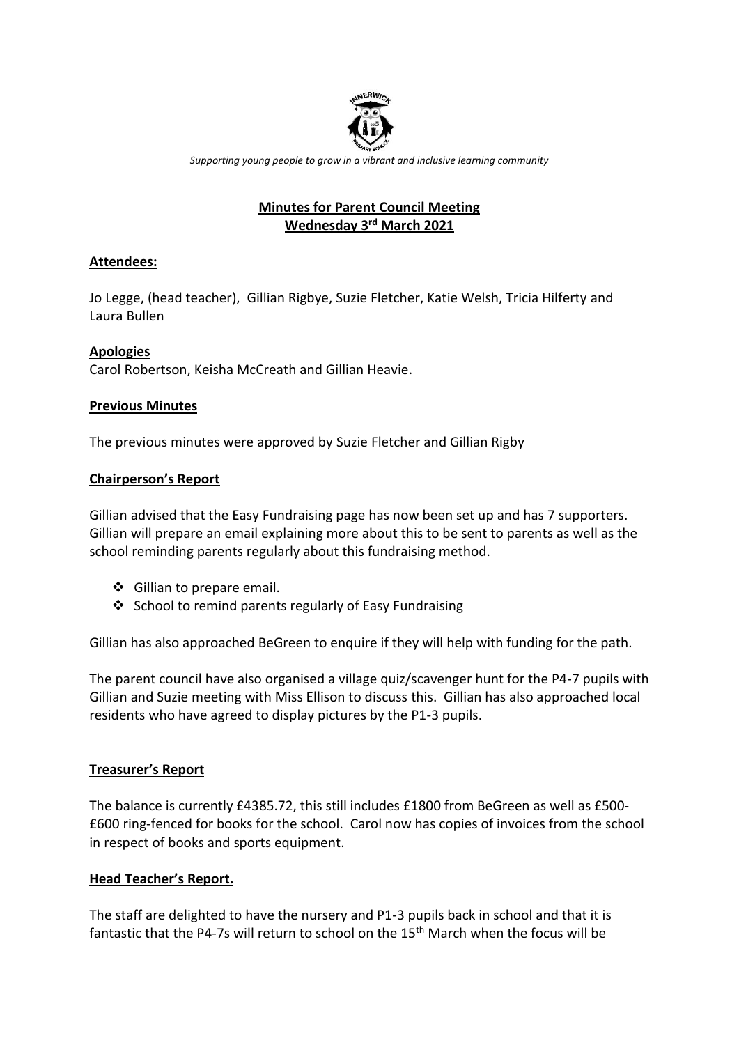*Supporting young people to grow in a vibrant and inclusive learning community*

# Minutes for Parent Council Meeting
## Wednesday 3rd March 2021

**Attendees:**

Jo Legge, (head teacher), Gillian Rigbye, Suzie Fletcher, Katie Welsh, Tricia Hilferty and Laura Bullen

**Apologies**

Carol Robertson, Keisha McCreath and Gillian Heavie.

**Previous Minutes**

The previous minutes were approved by Suzie Fletcher and Gillian Rigby

**Chairperson's Report**

Gillian advised that the Easy Fundraising page has now been set up and has 7 supporters. Gillian will prepare an email explaining more about this to be sent to parents as well as the school reminding parents regularly about this fundraising method.

- Gillian to prepare email.
- School to remind parents regularly of Easy Fundraising

Gillian has also approached BeGreen to enquire if they will help with funding for the path.

The parent council have also organised a village quiz/scavenger hunt for the P4-7 pupils with Gillian and Suzie meeting with Miss Ellison to discuss this. Gillian has also approached local residents who have agreed to display pictures by the P1-3 pupils.

**Treasurer's Report**

The balance is currently £4385.72, this still includes £1800 from BeGreen as well as £500-£600 ring-fenced for books for the school. Carol now has copies of invoices from the school in respect of books and sports equipment.

**Head Teacher's Report.**

The staff are delighted to have the nursery and P1-3 pupils back in school and that it is fantastic that the P4-7s will return to school on the 15th March when the focus will be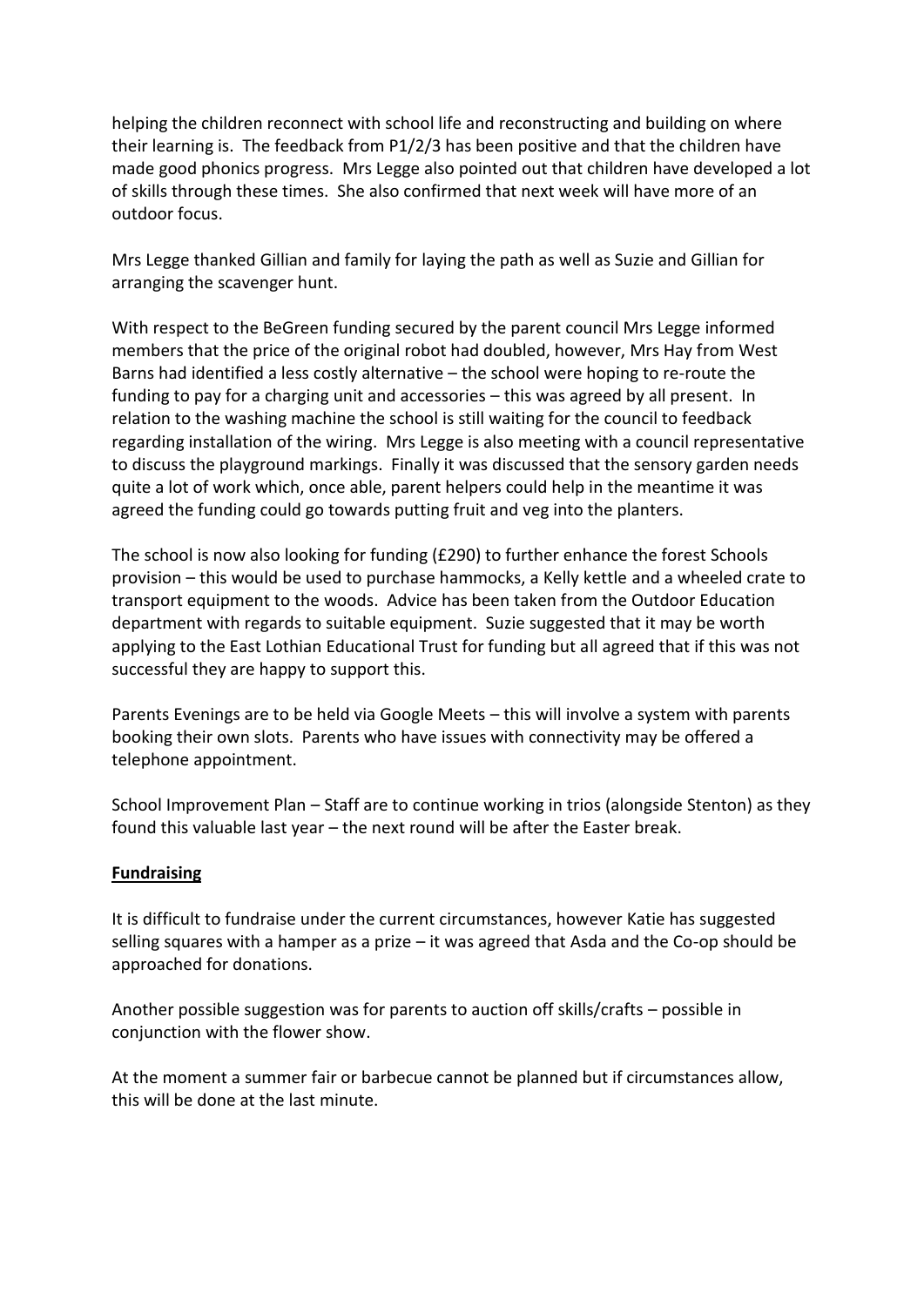helping the children reconnect with school life and reconstructing and building on where their learning is. The feedback from P1/2/3 has been positive and that the children have made good phonics progress. Mrs Legge also pointed out that children have developed a lot of skills through these times. She also confirmed that next week will have more of an outdoor focus.

Mrs Legge thanked Gillian and family for laying the path as well as Suzie and Gillian for arranging the scavenger hunt.

With respect to the BeGreen funding secured by the parent council Mrs Legge informed members that the price of the original robot had doubled, however, Mrs Hay from West Barns had identified a less costly alternative – the school were hoping to re-route the funding to pay for a charging unit and accessories – this was agreed by all present. In relation to the washing machine the school is still waiting for the council to feedback regarding installation of the wiring. Mrs Legge is also meeting with a council representative to discuss the playground markings. Finally it was discussed that the sensory garden needs quite a lot of work which, once able, parent helpers could help in the meantime it was agreed the funding could go towards putting fruit and veg into the planters.

The school is now also looking for funding (£290) to further enhance the forest Schools provision – this would be used to purchase hammocks, a Kelly kettle and a wheeled crate to transport equipment to the woods. Advice has been taken from the Outdoor Education department with regards to suitable equipment. Suzie suggested that it may be worth applying to the East Lothian Educational Trust for funding but all agreed that if this was not successful they are happy to support this.

Parents Evenings are to be held via Google Meets – this will involve a system with parents booking their own slots. Parents who have issues with connectivity may be offered a telephone appointment.

School Improvement Plan – Staff are to continue working in trios (alongside Stenton) as they found this valuable last year – the next round will be after the Easter break.

**Fundraising**

It is difficult to fundraise under the current circumstances, however Katie has suggested selling squares with a hamper as a prize – it was agreed that Asda and the Co-op should be approached for donations.

Another possible suggestion was for parents to auction off skills/crafts – possible in conjunction with the flower show.

At the moment a summer fair or barbecue cannot be planned but if circumstances allow, this will be done at the last minute.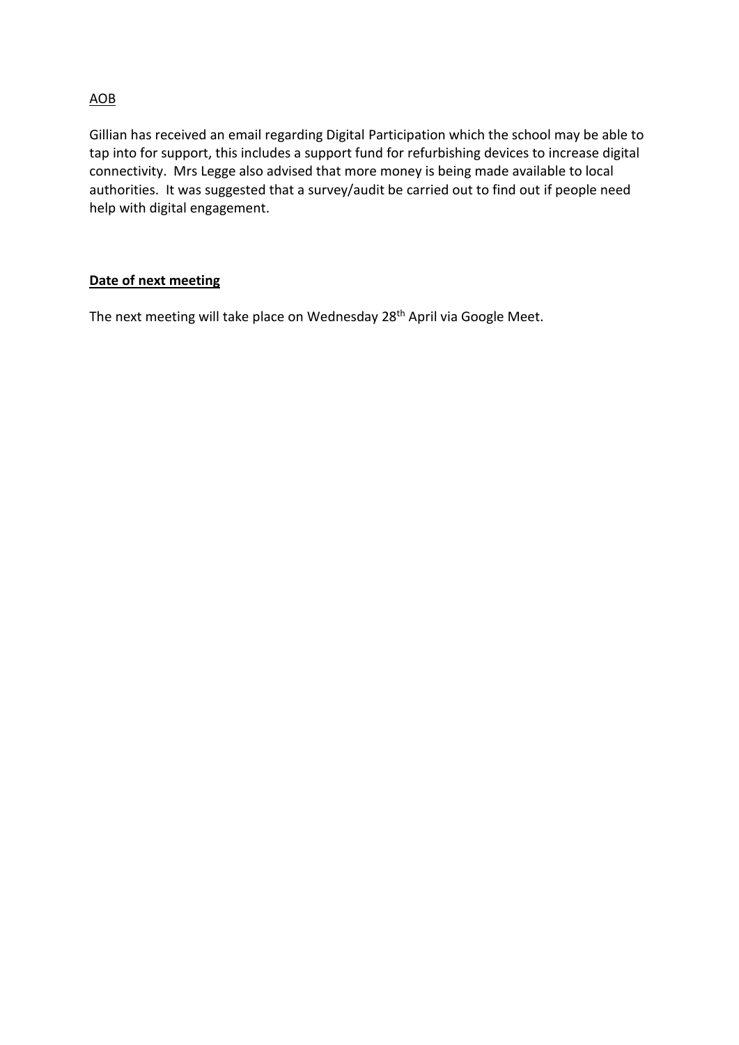AOB

Gillian has received an email regarding Digital Participation which the school may be able to tap into for support, this includes a support fund for refurbishing devices to increase digital connectivity. Mrs Legge also advised that more money is being made available to local authorities. It was suggested that a survey/audit be carried out to find out if people need help with digital engagement.

**Date of next meeting**

The next meeting will take place on Wednesday 28th April via Google Meet.